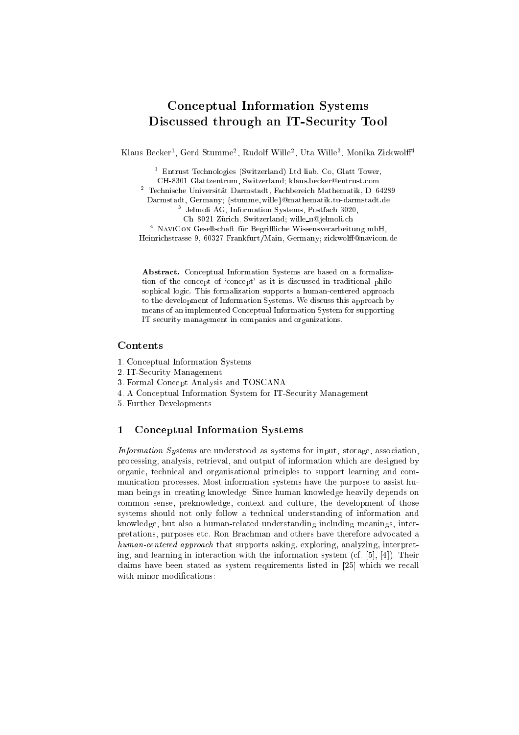# Conceptual Information Systems Discussed through an IT-Security Tool

Klaus Becker[1], Gerd Stumme[2], Rudolf Wille[2], Uta Wille[3], Monika Zickwolff[4]

[1] Entrust Technologies (Switzerland) Ltd liab. Co, Glatt Tower, CH-8301 Glattzentrum, Switzerland; klaus.becker@entrust.com

[2] Technische Universität Darmstadt, Fachbereich Mathematik, D 64289 Darmstadt, Germany; {stumme,wille}@mathematik.tu-darmstadt.de

[3] Jelmoli AG, Information Systems, Postfach 3020, Ch 8021 Zürich, Switzerland; wille_u@jelmoli.ch

[4] NaviCon Gesellschaft für Begriffliche Wissensverarbeitung mbH, Heinrichstrasse 9, 60327 Frankfurt/Main, Germany; zickwolff@navicon.de

**Abstract.** Conceptual Information Systems are based on a formalization of the concept of 'concept' as it is discussed in traditional philosophical logic. This formalization supports a human-centered approach to the development of Information Systems. We discuss this approach by means of an implemented Conceptual Information System for supporting IT security management in companies and organizations.

## Contents

1. Conceptual Information Systems
2. IT-Security Management
3. Formal Concept Analysis and TOSCANA
4. A Conceptual Information System for IT-Security Management
5. Further Developments

## 1 Conceptual Information Systems

*Information Systems* are understood as systems for input, storage, association, processing, analysis, retrieval, and output of information which are designed by organic, technical and organisational principles to support learning and communication processes. Most information systems have the purpose to assist human beings in creating knowledge. Since human knowledge heavily depends on common sense, preknowledge, context and culture, the development of those systems should not only follow a technical understanding of information and knowledge, but also a human-related understanding including meanings, interpretations, purposes etc. Ron Brachman and others have therefore advocated a *human-centered approach* that supports asking, exploring, analyzing, interpreting, and learning in interaction with the information system (cf. [5], [4]). Their claims have been stated as system requirements listed in [25] which we recall with minor modifications: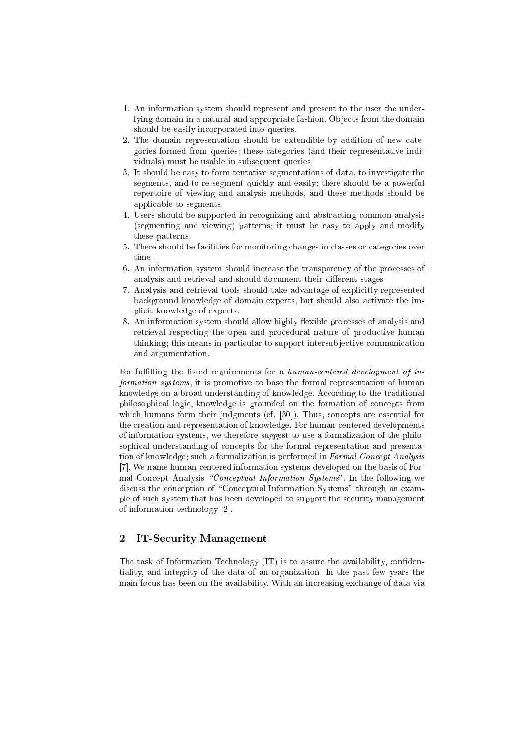1. An information system should represent and present to the user the underlying domain in a natural and appropriate fashion. Objects from the domain should be easily incorporated into queries.
2. The domain representation should be extendible by addition of new categories formed from queries; these categories (and their representative individuals) must be usable in subsequent queries.
3. It should be easy to form tentative segmentations of data, to investigate the segments, and to re-segment quickly and easily; there should be a powerful repertoire of viewing and analysis methods, and these methods should be applicable to segments.
4. Users should be supported in recognizing and abstracting common analysis (segmenting and viewing) patterns; it must be easy to apply and modify these patterns.
5. There should be facilities for monitoring changes in classes or categories over time.
6. An information system should increase the transparency of the processes of analysis and retrieval and should document their different stages.
7. Analysis and retrieval tools should take advantage of explicitly represented background knowledge of domain experts, but should also activate the implicit knowledge of experts.
8. An information system should allow highly flexible processes of analysis and retrieval respecting the open and procedural nature of productive human thinking; this means in particular to support intersubjective communication and argumentation.

For fulfilling the listed requirements for a *human-centered development of information systems*, it is promotive to base the formal representation of human knowledge on a broad understanding of knowledge. According to the traditional philosophical logic, knowledge is grounded on the formation of concepts from which humans form their judgments (cf. [30]). Thus, concepts are essential for the creation and representation of knowledge. For human-centered developments of information systems, we therefore suggest to use a formalization of the philosophical understanding of concepts for the formal representation and presentation of knowledge; such a formalization is performed in *Formal Concept Analysis* [7]. We name human-centered information systems developed on the basis of Formal Concept Analysis *"Conceptual Information Systems"*. In the following we discuss the conception of "Conceptual Information Systems" through an example of such system that has been developed to support the security management of information technology [2].

## 2 IT-Security Management

The task of Information Technology (IT) is to assure the availability, confidentiality, and integrity of the data of an organization. In the past few years the main focus has been on the availability. With an increasing exchange of data via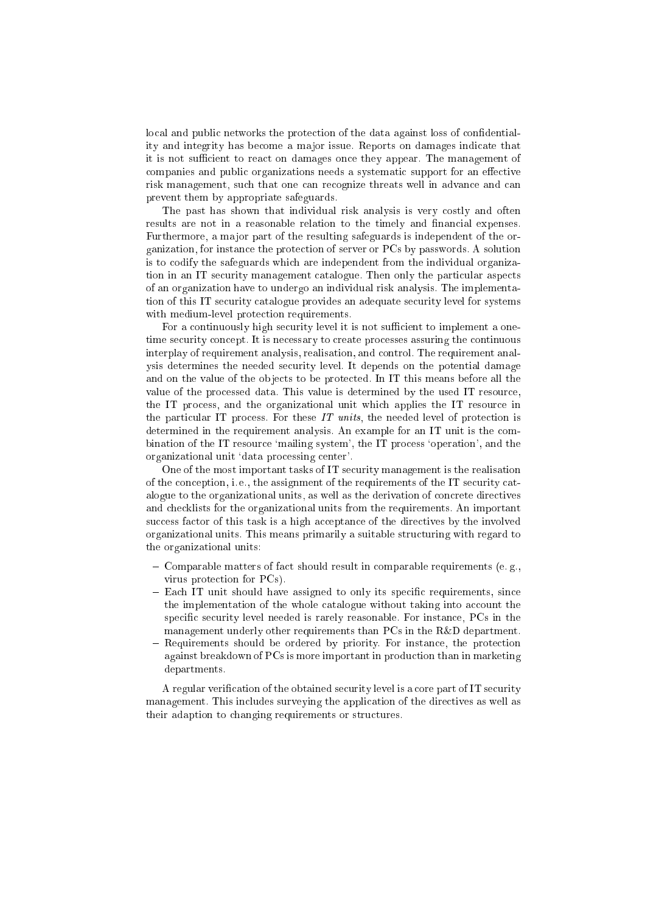local and public networks the protection of the data against loss of confidentiality and integrity has become a major issue. Reports on damages indicate that it is not sufficient to react on damages once they appear. The management of companies and public organizations needs a systematic support for an effective risk management, such that one can recognize threats well in advance and can prevent them by appropriate safeguards.

The past has shown that individual risk analysis is very costly and often results are not in a reasonable relation to the timely and financial expenses. Furthermore, a major part of the resulting safeguards is independent of the organization, for instance the protection of server or PCs by passwords. A solution is to codify the safeguards which are independent from the individual organization in an IT security management catalogue. Then only the particular aspects of an organization have to undergo an individual risk analysis. The implementation of this IT security catalogue provides an adequate security level for systems with medium-level protection requirements.

For a continuously high security level it is not sufficient to implement a one-time security concept. It is necessary to create processes assuring the continuous interplay of requirement analysis, realisation, and control. The requirement analysis determines the needed security level. It depends on the potential damage and on the value of the objects to be protected. In IT this means before all the value of the processed data. This value is determined by the used IT resource, the IT process, and the organizational unit which applies the IT resource in the particular IT process. For these *IT units*, the needed level of protection is determined in the requirement analysis. An example for an IT unit is the combination of the IT resource 'mailing system', the IT process 'operation', and the organizational unit 'data processing center'.

One of the most important tasks of IT security management is the realisation of the conception, i.e., the assignment of the requirements of the IT security catalogue to the organizational units, as well as the derivation of concrete directives and checklists for the organizational units from the requirements. An important success factor of this task is a high acceptance of the directives by the involved organizational units. This means primarily a suitable structuring with regard to the organizational units:

- Comparable matters of fact should result in comparable requirements (e. g., virus protection for PCs).
- Each IT unit should have assigned to only its specific requirements, since the implementation of the whole catalogue without taking into account the specific security level needed is rarely reasonable. For instance, PCs in the management underly other requirements than PCs in the R&D department.
- Requirements should be ordered by priority. For instance, the protection against breakdown of PCs is more important in production than in marketing departments.

A regular verification of the obtained security level is a core part of IT security management. This includes surveying the application of the directives as well as their adaption to changing requirements or structures.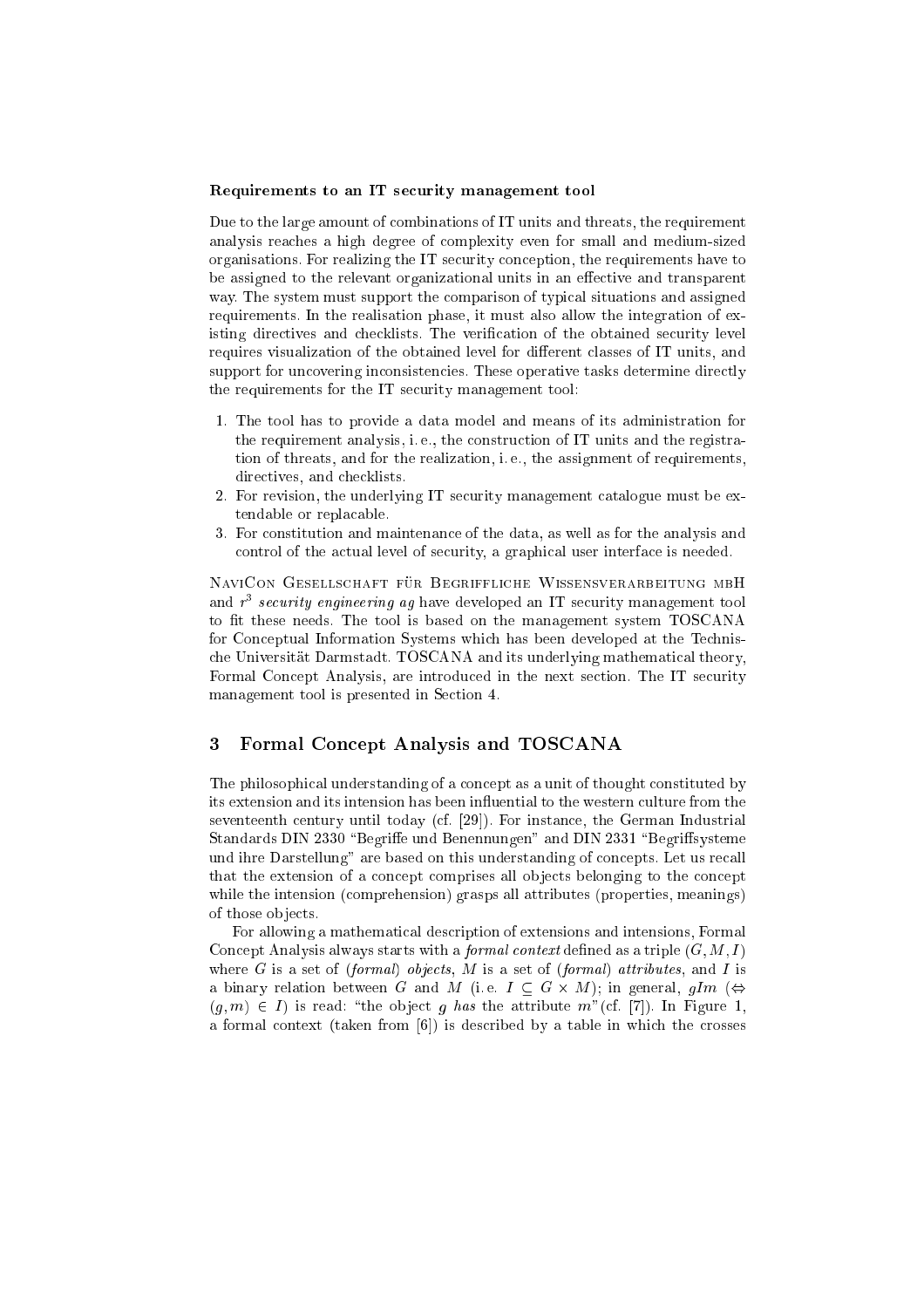**Requirements to an IT security management tool**

Due to the large amount of combinations of IT units and threats, the requirement analysis reaches a high degree of complexity even for small and medium-sized organisations. For realizing the IT security conception, the requirements have to be assigned to the relevant organizational units in an effective and transparent way. The system must support the comparison of typical situations and assigned requirements. In the realisation phase, it must also allow the integration of existing directives and checklists. The verification of the obtained security level requires visualization of the obtained level for different classes of IT units, and support for uncovering inconsistencies. These operative tasks determine directly the requirements for the IT security management tool:

1. The tool has to provide a data model and means of its administration for the requirement analysis, i. e., the construction of IT units and the registration of threats, and for the realization, i. e., the assignment of requirements, directives, and checklists.
2. For revision, the underlying IT security management catalogue must be extendable or replacable.
3. For constitution and maintenance of the data, as well as for the analysis and control of the actual level of security, a graphical user interface is needed.

NaviCon Gesellschaft für Begriffliche Wissensverarbeitung mbH and $r^3$ *security engineering ag* have developed an IT security management tool to fit these needs. The tool is based on the management system TOSCANA for Conceptual Information Systems which has been developed at the Technische Universität Darmstadt. TOSCANA and its underlying mathematical theory, Formal Concept Analysis, are introduced in the next section. The IT security management tool is presented in Section 4.

## 3 Formal Concept Analysis and TOSCANA

The philosophical understanding of a concept as a unit of thought constituted by its extension and its intension has been influential to the western culture from the seventeenth century until today (cf. [29]). For instance, the German Industrial Standards DIN 2330 "Begriffe und Benennungen" and DIN 2331 "Begriffsysteme und ihre Darstellung" are based on this understanding of concepts. Let us recall that the extension of a concept comprises all objects belonging to the concept while the intension (comprehension) grasps all attributes (properties, meanings) of those objects.

For allowing a mathematical description of extensions and intensions, Formal Concept Analysis always starts with a *formal context* defined as a triple $(G, M, I)$ where $G$ is a set of (*formal*) *objects*, $M$ is a set of (*formal*) *attributes*, and $I$ is a binary relation between $G$ and $M$ (i. e. $I \subseteq G \times M$); in general, $gIm$ ($\Leftrightarrow$ $(g, m) \in I$) is read: "the object $g$ *has* the attribute $m$" (cf. [7]). In Figure 1, a formal context (taken from [6]) is described by a table in which the crosses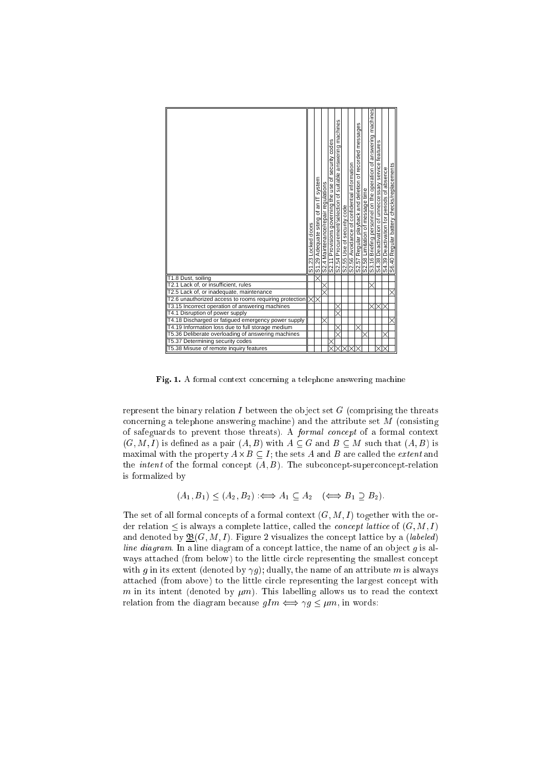| | S1.23 Locked doors | S1.29 Adequate siting of an IT system | S2.4 Maintenance/repair regulations | S2.11 Provisions governing the use of security codes | S2.54 Procurement/selection of suitable answering machines | S2.55 Use of security code | S2.56 Avoidance of confidential information | S2.57 Regular playback and deletion of recorded messages | S2.58 Limitation of message time | S3.16 Briefing personnel on the operation of answering machines | S4.38 Deactivation of unnecessary service features | S4.39 Deactivation for periods of absence | S6.40 Regular battery checks/replacements |
|---|---|---|---|---|---|---|---|---|---|---|---|---|---|
| T1.8 Dust, soiling | | X | | | | | | | | | | | |
| T2.1 Lack of, or insufficient, rules | | | | | | | | | | X | | | |
| T2.5 Lack of, or inadequate, maintenance | | | X | | | | | | | | | | X |
| T2.6 unauthorized access to rooms requiring protection | X | X | | | | | | | | | | | |
| T3.15 Incorrect operation of answering machines | | | | | X | | | | | X | X | X | |
| T4.1 Disruption of power supply | | | | | X | | | | | | | | |
| T4.18 Discharged or fatigued emergency power supply | | | X | | | | | | | | | | X |
| T4.19 Information loss due to full storage medium | | | | | X | | | X | | | | | |
| T5.36 Deliberate overloading of answering machines | | | | | X | | | | X | | | X | |
| T5.37 Determining security codes | | | | X | | | | | | | | | |
| T5.38 Misuse of remote inquiry features | | | | X | X | X | X | X | | | X | X | |

**Fig. 1.** A formal context concerning a telephone answering machine

represent the binary relation $I$ between the object set $G$ (comprising the threats concerning a telephone answering machine) and the attribute set $M$ (consisting of safeguards to prevent those threats). A *formal concept* of a formal context $(G, M, I)$ is defined as a pair $(A, B)$ with $A \subseteq G$ and $B \subseteq M$ such that $(A, B)$ is maximal with the property $A \times B \subseteq I$; the sets $A$ and $B$ are called the *extent* and the *intent* of the formal concept $(A, B)$. The subconcept-superconcept-relation is formalized by

$$(A_1, B_1) \leq (A_2, B_2) :\Longleftrightarrow A_1 \subseteq A_2 \quad (\Longleftrightarrow B_1 \supseteq B_2).$$

The set of all formal concepts of a formal context $(G, M, I)$ together with the order relation $\leq$ is always a complete lattice, called the *concept lattice* of $(G, M, I)$ and denoted by $\underline{\mathfrak{B}}(G, M, I)$. Figure 2 visualizes the concept lattice by a (*labeled*) *line diagram*. In a line diagram of a concept lattice, the name of an object $g$ is always attached (from below) to the little circle representing the smallest concept with $g$ in its extent (denoted by $\gamma g$); dually, the name of an attribute $m$ is always attached (from above) to the little circle representing the largest concept with $m$ in its intent (denoted by $\mu m$). This labelling allows us to read the context relation from the diagram because $gIm \Longleftrightarrow \gamma g \leq \mu m$, in words: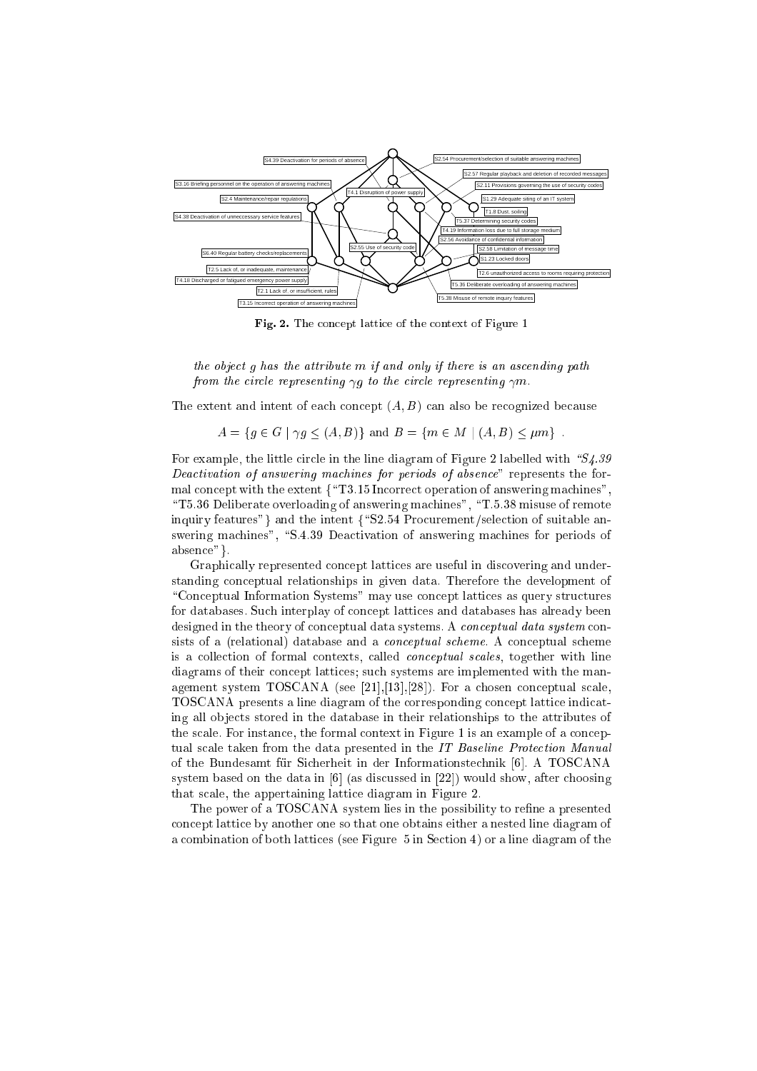**Fig. 2.** The concept lattice of the context of Figure 1

*the object g has the attribute m if and only if there is an ascending path from the circle representing $\gamma g$ to the circle representing $\gamma m$.*

The extent and intent of each concept $(A, B)$ can also be recognized because

$$A = \{g \in G \mid \gamma g \leq (A, B)\} \text{ and } B = \{m \in M \mid (A, B) \leq \mu m\} \ .$$

For example, the little circle in the line diagram of Figure 2 labelled with *"S4.39 Deactivation of answering machines for periods of absence"* represents the formal concept with the extent {"T3.15 Incorrect operation of answering machines", "T5.36 Deliberate overloading of answering machines", "T.5.38 misuse of remote inquiry features"} and the intent {"S2.54 Procurement/selection of suitable answering machines", "S.4.39 Deactivation of answering machines for periods of absence"}.

Graphically represented concept lattices are useful in discovering and understanding conceptual relationships in given data. Therefore the development of "Conceptual Information Systems" may use concept lattices as query structures for databases. Such interplay of concept lattices and databases has already been designed in the theory of conceptual data systems. A *conceptual data system* consists of a (relational) database and a *conceptual scheme*. A conceptual scheme is a collection of formal contexts, called *conceptual scales*, together with line diagrams of their concept lattices; such systems are implemented with the management system TOSCANA (see [21],[13],[28]). For a chosen conceptual scale, TOSCANA presents a line diagram of the corresponding concept lattice indicating all objects stored in the database in their relationships to the attributes of the scale. For instance, the formal context in Figure 1 is an example of a conceptual scale taken from the data presented in the *IT Baseline Protection Manual* of the Bundesamt für Sicherheit in der Informationstechnik [6]. A TOSCANA system based on the data in [6] (as discussed in [22]) would show, after choosing that scale, the appertaining lattice diagram in Figure 2.

The power of a TOSCANA system lies in the possibility to refine a presented concept lattice by another one so that one obtains either a nested line diagram of a combination of both lattices (see Figure 5 in Section 4) or a line diagram of the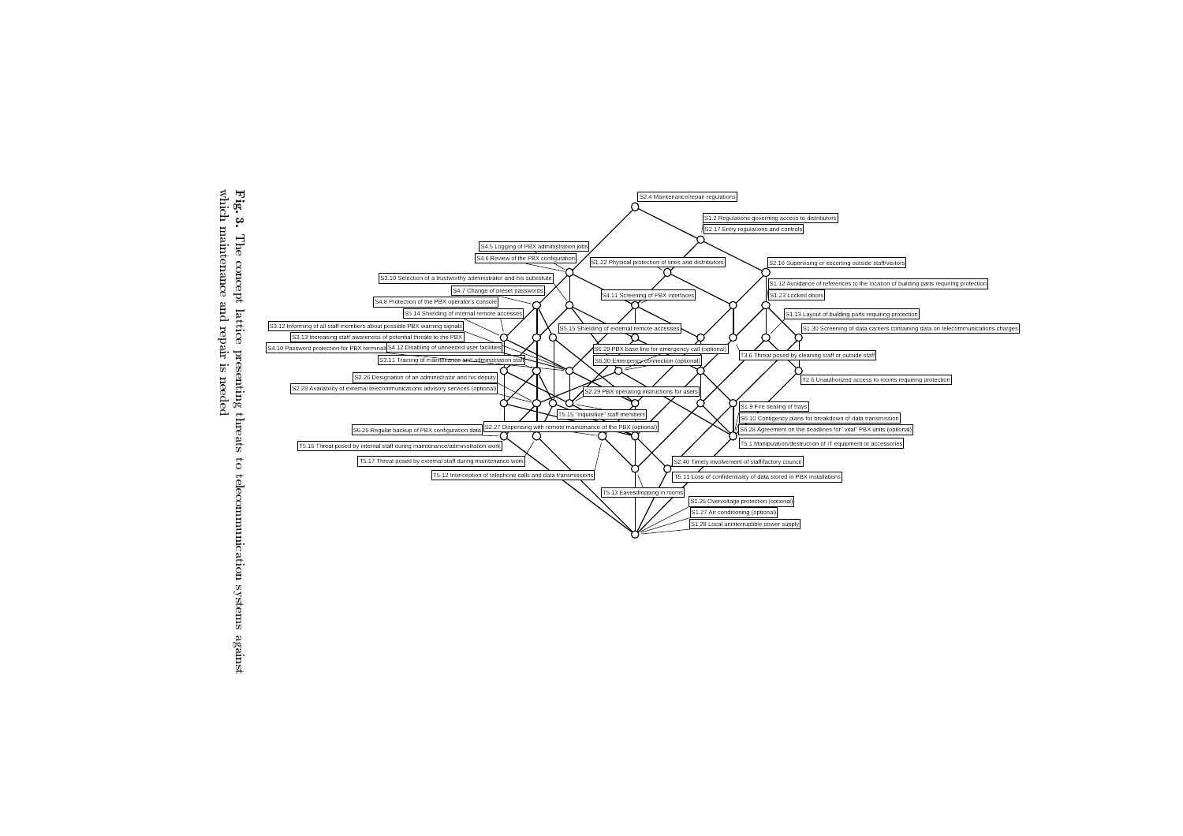S2.4 Maintenance/repair regulations

S1.2 Regulations governing access to distributors

S2.17 Entry regulations and controls

S4.5 Logging of PBX administration jobs

S4.6 Review of the PBX configuration

S1.22 Physical protection of lines and distributors

S2.16 Supervising or escorting outside staff/visitors

S3.10 Selection of a trustworthy administrator and his substitute

S1.12 Avoidance of references to the location of building parts requiring protection

S4.7 Change of preset passwords

S4.11 Screening of PBX interfaces

S1.23 Locked doors

S4.8 Protection of the PBX operator's console

S5.14 Shielding of internal remote accesses

S1.13 Layout of building parts requiring protection

S3.12 Informing of all staff members about possible PBX warning signals

S5.15 Shielding of external remote accesses

S1.30 Screening of data carriers containing data on telecommunications charges

S3.13 Increasing staff awareness of potential threats to the PBX

S4.10 Password protection for PBX terminals

S4.12 Disabling of unneeded user facilities

S6.29 PBX base line for emergency call (optional)

T3.6 Threat posed by cleaning staff or outside staff

S3.11 Training of maintenance and administration staff

S6.30 Emergency connection (optional)

S2.26 Designation of an administrator and his deputy

T2.6 Unauthorized access to rooms requiring protection

S2.28 Availability of external telecommunications advisory services (optional)

S2.29 PBX operating instructions for users

S1.9 Fire sealing of trays

T5.15 "Inquisitive" staff members

S6.10 Contigency plans for breakdown of data transmission

S2.27 Dispensing with remote maintenance of the PBX (optional)

S6.28 Agreement on the deadlines for "vital" PBX units (optional)

S6.26 Regular backup of PBX configuration data

T5.1 Manipulation/destruction of IT equipment or accessories

T5.16 Threat posed by internal staff during maintenance/administration work

T5.17 Threat posed by external staff during maintenance work

S2.40 Timely involvement of staff/factory council

T5.12 Interception of telephone calls and data transmissions

T5.11 Loss of confidentiality of data stored in PBX installations

T5.13 Eavesdropping in rooms

S1.25 Overvoltage protection (optional)

S1.27 Air conditioning (optional)

S1.28 Local uninterruptible power supply

**Fig. 3.** The concept lattice presenting threats to telecommunication systems against which maintenance and repair is needed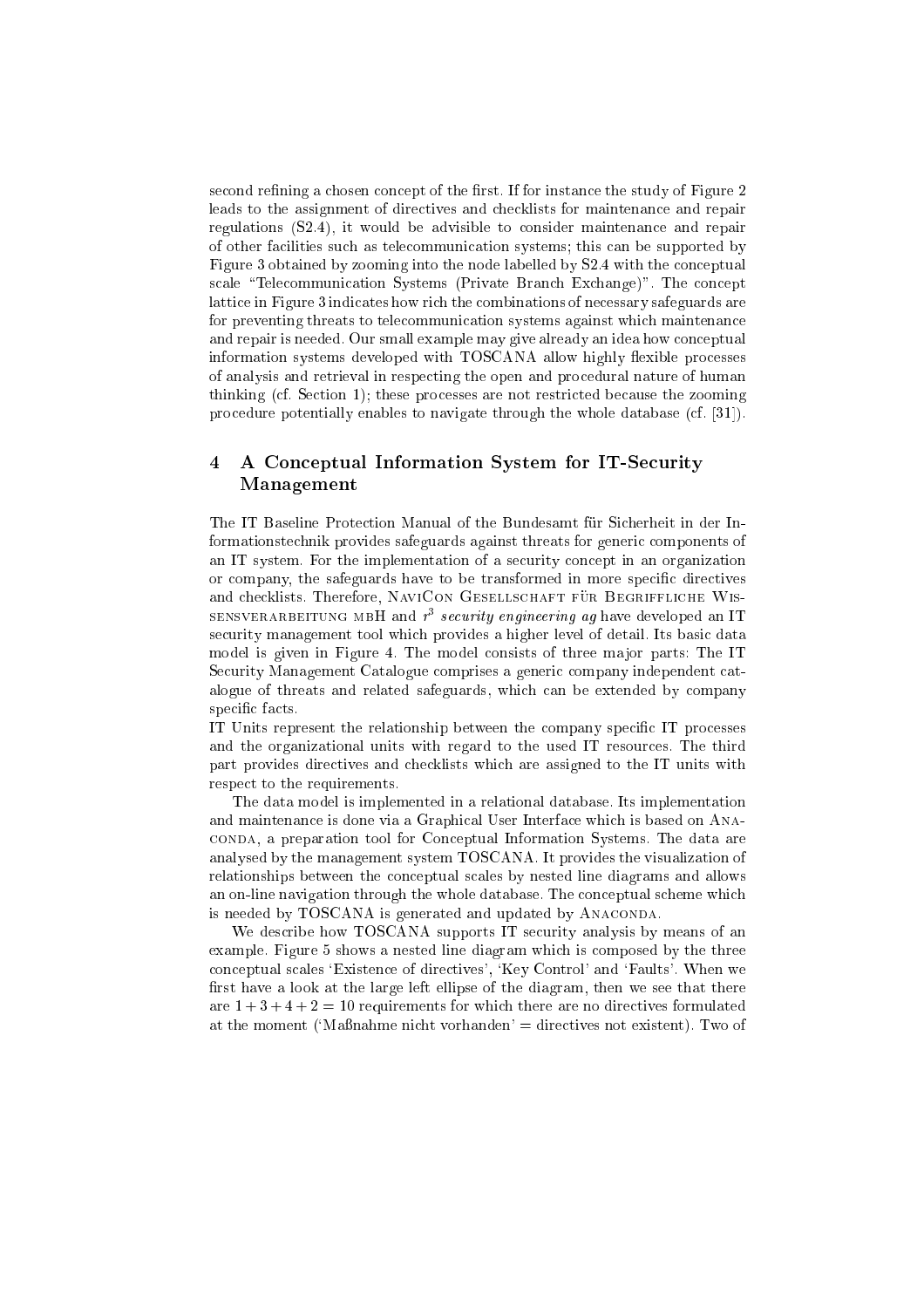second refining a chosen concept of the first. If for instance the study of Figure 2 leads to the assignment of directives and checklists for maintenance and repair regulations (S2.4), it would be advisible to consider maintenance and repair of other facilities such as telecommunication systems; this can be supported by Figure 3 obtained by zooming into the node labelled by S2.4 with the conceptual scale "Telecommunication Systems (Private Branch Exchange)". The concept lattice in Figure 3 indicates how rich the combinations of necessary safeguards are for preventing threats to telecommunication systems against which maintenance and repair is needed. Our small example may give already an idea how conceptual information systems developed with TOSCANA allow highly flexible processes of analysis and retrieval in respecting the open and procedural nature of human thinking (cf. Section 1); these processes are not restricted because the zooming procedure potentially enables to navigate through the whole database (cf. [31]).

## 4 A Conceptual Information System for IT-Security Management

The IT Baseline Protection Manual of the Bundesamt für Sicherheit in der Informationstechnik provides safeguards against threats for generic components of an IT system. For the implementation of a security concept in an organization or company, the safeguards have to be transformed in more specific directives and checklists. Therefore, NaviCon Gesellschaft für Begriffliche Wissensverarbeitung mbH and $r^3$ *security engineering ag* have developed an IT security management tool which provides a higher level of detail. Its basic data model is given in Figure 4. The model consists of three major parts: The IT Security Management Catalogue comprises a generic company independent catalogue of threats and related safeguards, which can be extended by company specific facts.

IT Units represent the relationship between the company specific IT processes and the organizational units with regard to the used IT resources. The third part provides directives and checklists which are assigned to the IT units with respect to the requirements.

The data model is implemented in a relational database. Its implementation and maintenance is done via a Graphical User Interface which is based on Anaconda, a preparation tool for Conceptual Information Systems. The data are analysed by the management system TOSCANA. It provides the visualization of relationships between the conceptual scales by nested line diagrams and allows an on-line navigation through the whole database. The conceptual scheme which is needed by TOSCANA is generated and updated by Anaconda.

We describe how TOSCANA supports IT security analysis by means of an example. Figure 5 shows a nested line diagram which is composed by the three conceptual scales 'Existence of directives', 'Key Control' and 'Faults'. When we first have a look at the large left ellipse of the diagram, then we see that there are $1+3+4+2=10$ requirements for which there are no directives formulated at the moment ('Maßnahme nicht vorhanden' = directives not existent). Two of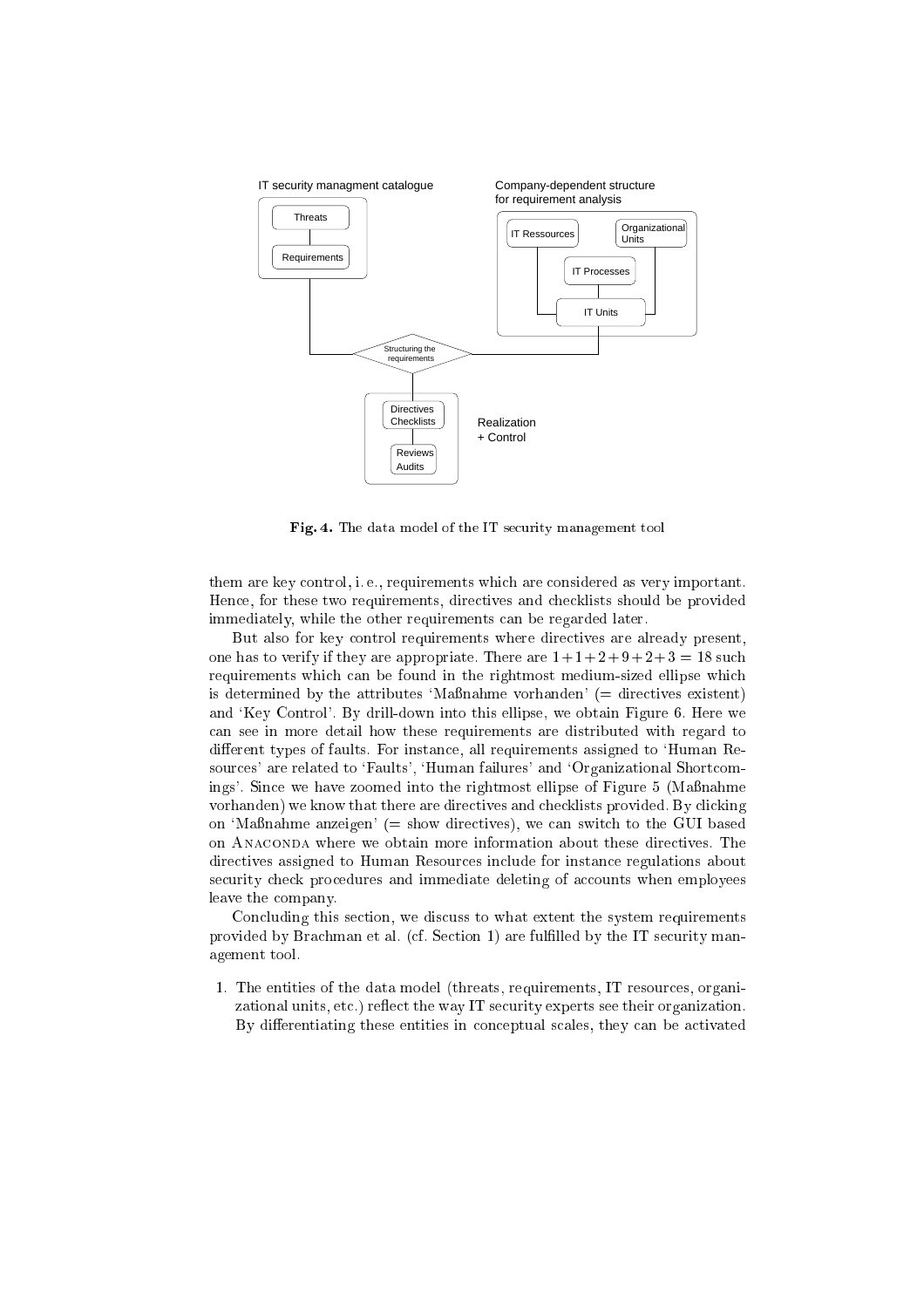**Fig. 4.** The data model of the IT security management tool

them are key control, i. e., requirements which are considered as very important. Hence, for these two requirements, directives and checklists should be provided immediately, while the other requirements can be regarded later.

But also for key control requirements where directives are already present, one has to verify if they are appropriate. There are $1+1+2+9+2+3 = 18$ such requirements which can be found in the rightmost medium-sized ellipse which is determined by the attributes 'Maßnahme vorhanden' (= directives existent) and 'Key Control'. By drill-down into this ellipse, we obtain Figure 6. Here we can see in more detail how these requirements are distributed with regard to different types of faults. For instance, all requirements assigned to 'Human Resources' are related to 'Faults', 'Human failures' and 'Organizational Shortcomings'. Since we have zoomed into the rightmost ellipse of Figure 5 (Maßnahme vorhanden) we know that there are directives and checklists provided. By clicking on 'Maßnahme anzeigen' (= show directives), we can switch to the GUI based on Anaconda where we obtain more information about these directives. The directives assigned to Human Resources include for instance regulations about security check procedures and immediate deleting of accounts when employees leave the company.

Concluding this section, we discuss to what extent the system requirements provided by Brachman et al. (cf. Section 1) are fulfilled by the IT security management tool.

1. The entities of the data model (threats, requirements, IT resources, organizational units, etc.) reflect the way IT security experts see their organization. By differentiating these entities in conceptual scales, they can be activated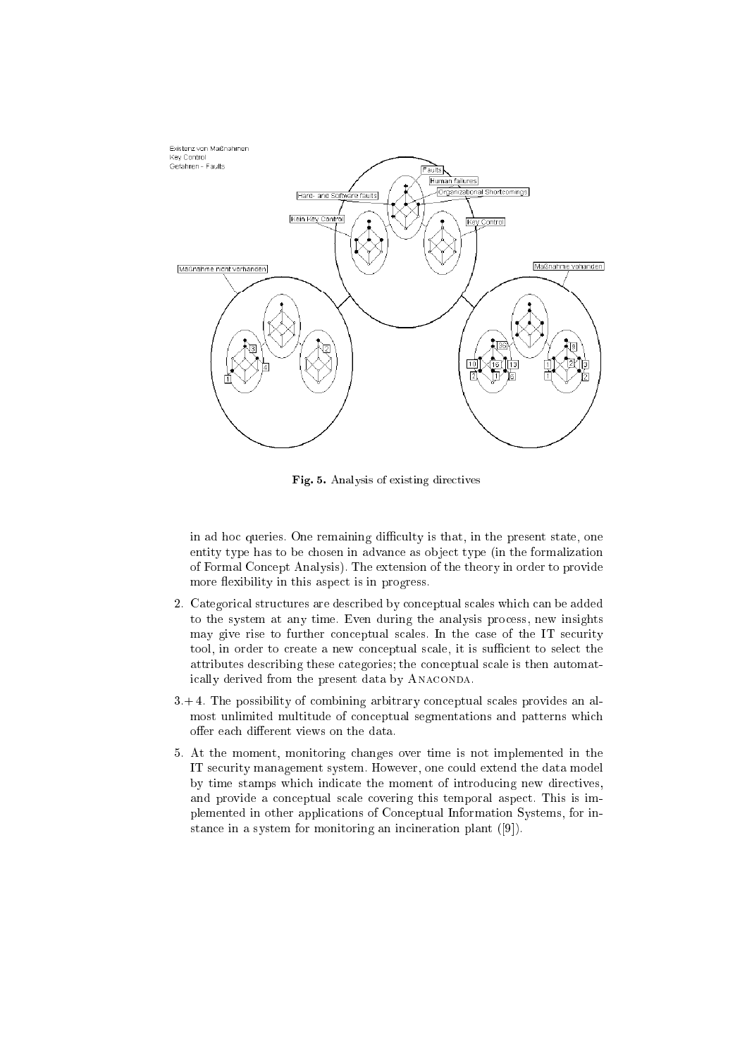Fig. 5. Analysis of existing directives

in ad hoc queries. One remaining difficulty is that, in the present state, one entity type has to be chosen in advance as object type (in the formalization of Formal Concept Analysis). The extension of the theory in order to provide more flexibility in this aspect is in progress.

2. Categorical structures are described by conceptual scales which can be added to the system at any time. Even during the analysis process, new insights may give rise to further conceptual scales. In the case of the IT security tool, in order to create a new conceptual scale, it is sufficient to select the attributes describing these categories; the conceptual scale is then automatically derived from the present data by Anaconda.

3.+ 4. The possibility of combining arbitrary conceptual scales provides an almost unlimited multitude of conceptual segmentations and patterns which offer each different views on the data.

5. At the moment, monitoring changes over time is not implemented in the IT security management system. However, one could extend the data model by time stamps which indicate the moment of introducing new directives, and provide a conceptual scale covering this temporal aspect. This is implemented in other applications of Conceptual Information Systems, for instance in a system for monitoring an incineration plant ([9]).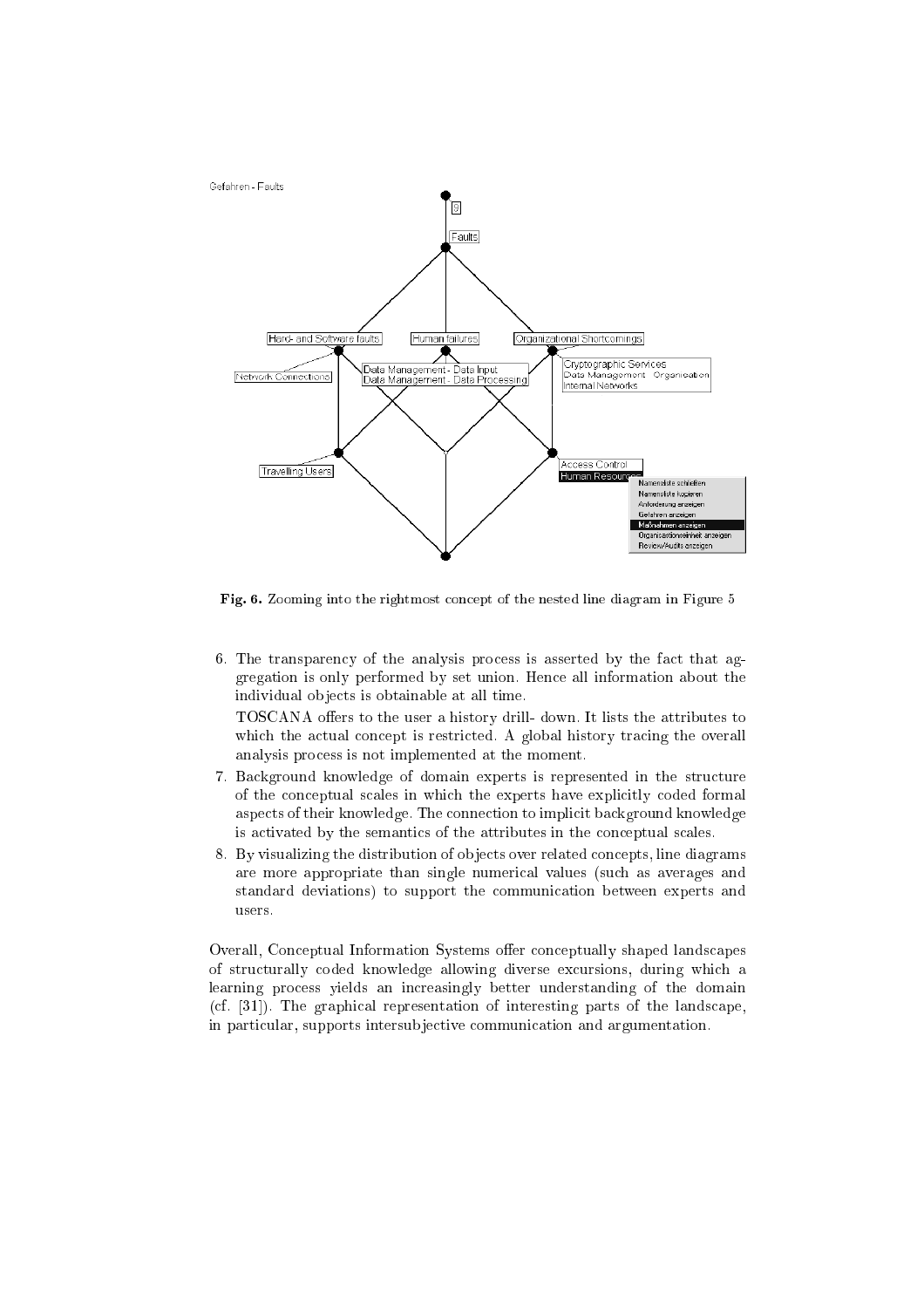Fig. 6. Zooming into the rightmost concept of the nested line diagram in Figure 5

6. The transparency of the analysis process is asserted by the fact that aggregation is only performed by set union. Hence all information about the individual objects is obtainable at all time.

   TOSCANA offers to the user a history drill- down. It lists the attributes to which the actual concept is restricted. A global history tracing the overall analysis process is not implemented at the moment.

7. Background knowledge of domain experts is represented in the structure of the conceptual scales in which the experts have explicitly coded formal aspects of their knowledge. The connection to implicit background knowledge is activated by the semantics of the attributes in the conceptual scales.

8. By visualizing the distribution of objects over related concepts, line diagrams are more appropriate than single numerical values (such as averages and standard deviations) to support the communication between experts and users.

Overall, Conceptual Information Systems offer conceptually shaped landscapes of structurally coded knowledge allowing diverse excursions, during which a learning process yields an increasingly better understanding of the domain (cf. [31]). The graphical representation of interesting parts of the landscape, in particular, supports intersubjective communication and argumentation.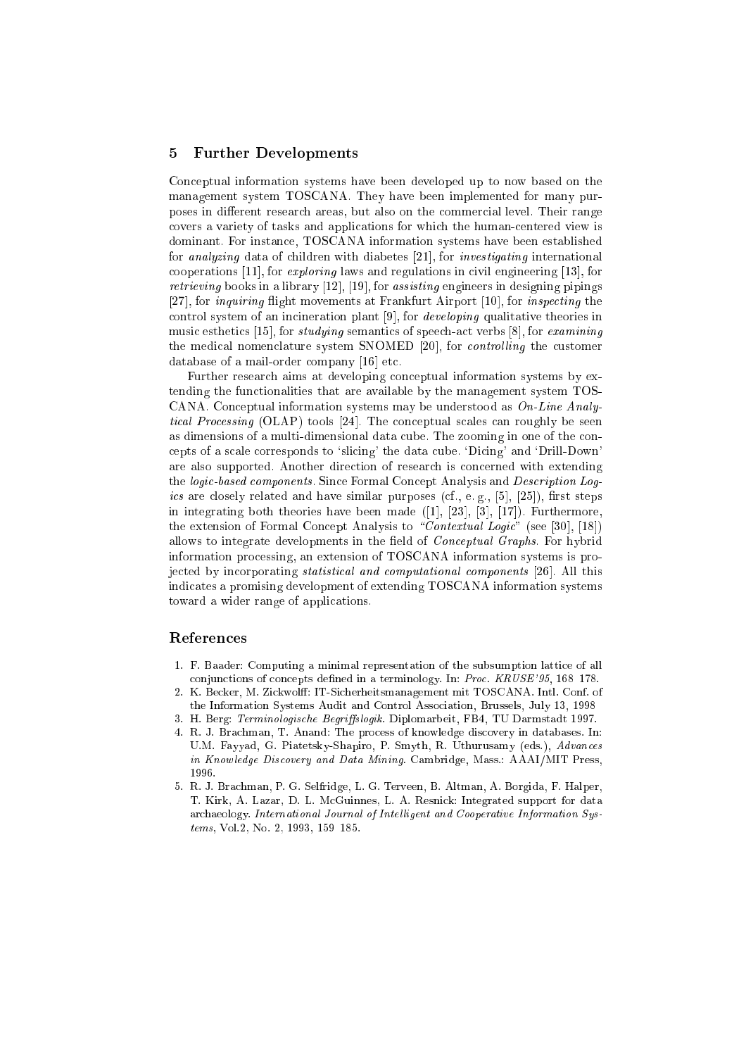## 5 Further Developments

Conceptual information systems have been developed up to now based on the management system TOSCANA. They have been implemented for many purposes in different research areas, but also on the commercial level. Their range covers a variety of tasks and applications for which the human-centered view is dominant. For instance, TOSCANA information systems have been established for *analyzing* data of children with diabetes [21], for *investigating* international cooperations [11], for *exploring* laws and regulations in civil engineering [13], for *retrieving* books in a library [12], [19], for *assisting* engineers in designing pipings [27], for *inquiring* flight movements at Frankfurt Airport [10], for *inspecting* the control system of an incineration plant [9], for *developing* qualitative theories in music esthetics [15], for *studying* semantics of speech-act verbs [8], for *examining* the medical nomenclature system SNOMED [20], for *controlling* the customer database of a mail-order company [16] etc.

Further research aims at developing conceptual information systems by extending the functionalities that are available by the management system TOSCANA. Conceptual information systems may be understood as *On-Line Analytical Processing* (OLAP) tools [24]. The conceptual scales can roughly be seen as dimensions of a multi-dimensional data cube. The zooming in one of the concepts of a scale corresponds to 'slicing' the data cube. 'Dicing' and 'Drill-Down' are also supported. Another direction of research is concerned with extending the *logic-based components*. Since Formal Concept Analysis and *Description Logics* are closely related and have similar purposes (cf., e. g., [5], [25]), first steps in integrating both theories have been made ([1], [23], [3], [17]). Furthermore, the extension of Formal Concept Analysis to *"Contextual Logic"* (see [30], [18]) allows to integrate developments in the field of *Conceptual Graphs*. For hybrid information processing, an extension of TOSCANA information systems is projected by incorporating *statistical and computational components* [26]. All this indicates a promising development of extending TOSCANA information systems toward a wider range of applications.

## References

1. F. Baader: Computing a minimal representation of the subsumption lattice of all conjunctions of concepts defined in a terminology. In: *Proc. KRUSE'95*, 168–178.
2. K. Becker, M. Zickwolff: IT-Sicherheitsmanagement mit TOSCANA. Intl. Conf. of the Information Systems Audit and Control Association, Brussels, July 13, 1998
3. H. Berg: *Terminologische Begriffslogik*. Diplomarbeit, FB4, TU Darmstadt 1997.
4. R. J. Brachman, T. Anand: The process of knowledge discovery in databases. In: U.M. Fayyad, G. Piatetsky-Shapiro, P. Smyth, R. Uthurusamy (eds.), *Advances in Knowledge Discovery and Data Mining*. Cambridge, Mass.: AAAI/MIT Press, 1996.
5. R. J. Brachman, P. G. Selfridge, L. G. Terveen, B. Altman, A. Borgida, F. Halper, T. Kirk, A. Lazar, D. L. McGuinnes, L. A. Resnick: Integrated support for data archaeology. *International Journal of Intelligent and Cooperative Information Systems*, Vol.2, No. 2, 1993, 159–185.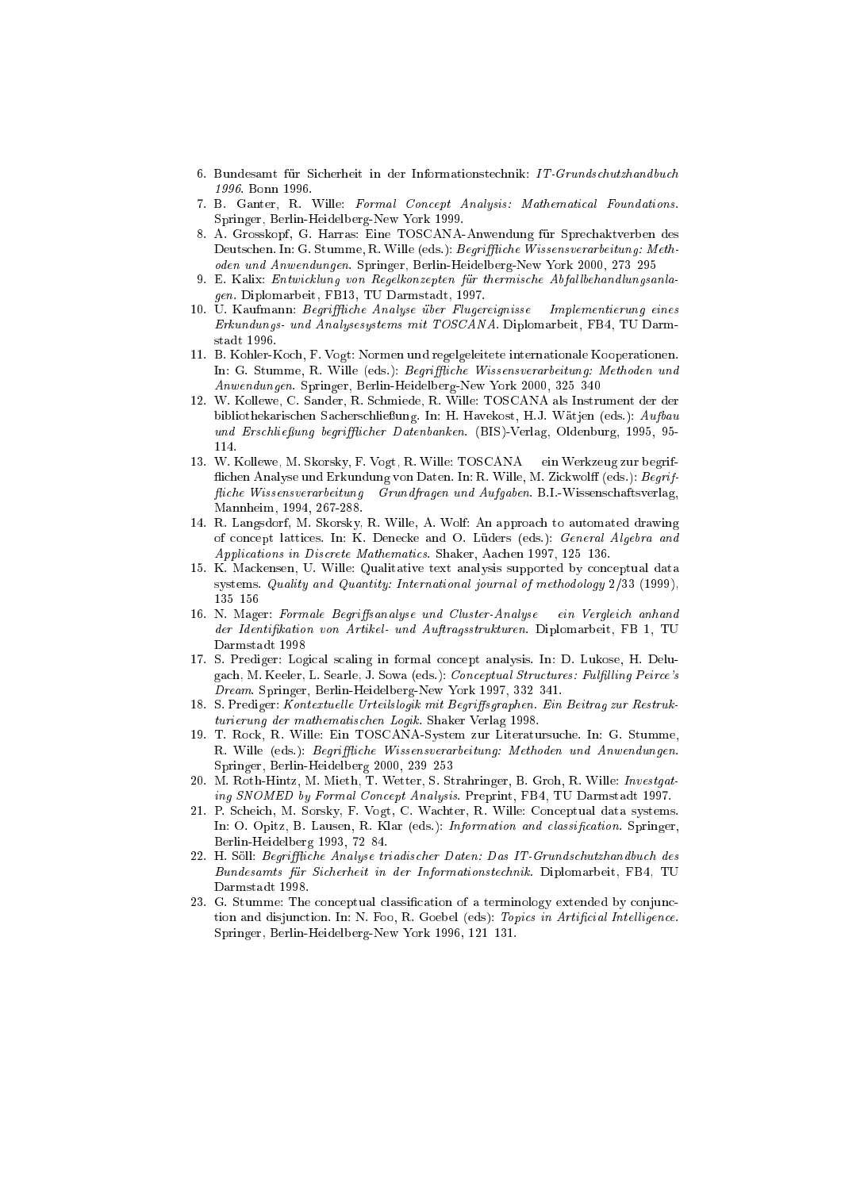6. Bundesamt für Sicherheit in der Informationstechnik: *IT-Grundschutzhandbuch 1996*. Bonn 1996.
7. B. Ganter, R. Wille: *Formal Concept Analysis: Mathematical Foundations*. Springer, Berlin-Heidelberg-New York 1999.
8. A. Grosskopf, G. Harras: Eine TOSCANA-Anwendung für Sprechaktverben des Deutschen. In: G. Stumme, R. Wille (eds.): *Begriffliche Wissensverarbeitung: Methoden und Anwendungen*. Springer, Berlin-Heidelberg-New York 2000, 273 295
9. E. Kalix: *Entwicklung von Regelkonzepten für thermische Abfallbehandlungsanlagen*. Diplomarbeit, FB13, TU Darmstadt, 1997.
10. U. Kaufmann: *Begriffliche Analyse über Flugereignisse Implementierung eines Erkundungs- und Analysesystems mit TOSCANA*. Diplomarbeit, FB4, TU Darmstadt 1996.
11. B. Kohler-Koch, F. Vogt: Normen und regelgeleitete internationale Kooperationen. In: G. Stumme, R. Wille (eds.): *Begriffliche Wissensverarbeitung: Methoden und Anwendungen*. Springer, Berlin-Heidelberg-New York 2000, 325 340
12. W. Kollewe, C. Sander, R. Schmiede, R. Wille: TOSCANA als Instrument der der bibliothekarischen Sacherschließung. In: H. Havekost, H.J. Wätjen (eds.): *Aufbau und Erschließung begrifflicher Datenbanken*. (BIS)-Verlag, Oldenburg, 1995, 95-114.
13. W. Kollewe, M. Skorsky, F. Vogt, R. Wille: TOSCANA ein Werkzeug zur begrifflichen Analyse und Erkundung von Daten. In: R. Wille, M. Zickwolff (eds.): *Begriffliche Wissensverarbeitung Grundfragen und Aufgaben*. B.I.-Wissenschaftsverlag, Mannheim, 1994, 267-288.
14. R. Langsdorf, M. Skorsky, R. Wille, A. Wolf: An approach to automated drawing of concept lattices. In: K. Denecke and O. Lüders (eds.): *General Algebra and Applications in Discrete Mathematics*. Shaker, Aachen 1997, 125 136.
15. K. Mackensen, U. Wille: Qualitative text analysis supported by conceptual data systems. *Quality and Quantity: International journal of methodology* 2/33 (1999), 135 156
16. N. Mager: *Formale Begriffsanalyse und Cluster-Analyse ein Vergleich anhand der Identifikation von Artikel- und Auftragsstrukturen*. Diplomarbeit, FB 1, TU Darmstadt 1998
17. S. Prediger: Logical scaling in formal concept analysis. In: D. Lukose, H. Delugach, M. Keeler, L. Searle, J. Sowa (eds.): *Conceptual Structures: Fulfilling Peirce's Dream*. Springer, Berlin-Heidelberg-New York 1997, 332 341.
18. S. Prediger: *Kontextuelle Urteilslogik mit Begriffsgraphen. Ein Beitrag zur Restrukturierung der mathematischen Logik*. Shaker Verlag 1998.
19. T. Rock, R. Wille: Ein TOSCANA-System zur Literatursuche. In: G. Stumme, R. Wille (eds.): *Begriffliche Wissensverarbeitung: Methoden und Anwendungen*. Springer, Berlin-Heidelberg 2000, 239 253
20. M. Roth-Hintz, M. Mieth, T. Wetter, S. Strahringer, B. Groh, R. Wille: *Investgating SNOMED by Formal Concept Analysis*. Preprint, FB4, TU Darmstadt 1997.
21. P. Scheich, M. Sorsky, F. Vogt, C. Wachter, R. Wille: Conceptual data systems. In: O. Opitz, B. Lausen, R. Klar (eds.): *Information and classification*. Springer, Berlin-Heidelberg 1993, 72 84.
22. H. Söll: *Begriffliche Analyse triadischer Daten: Das IT-Grundschutzhandbuch des Bundesamts für Sicherheit in der Informationstechnik*. Diplomarbeit, FB4, TU Darmstadt 1998.
23. G. Stumme: The conceptual classification of a terminology extended by conjunction and disjunction. In: N. Foo, R. Goebel (eds): *Topics in Artificial Intelligence*. Springer, Berlin-Heidelberg-New York 1996, 121 131.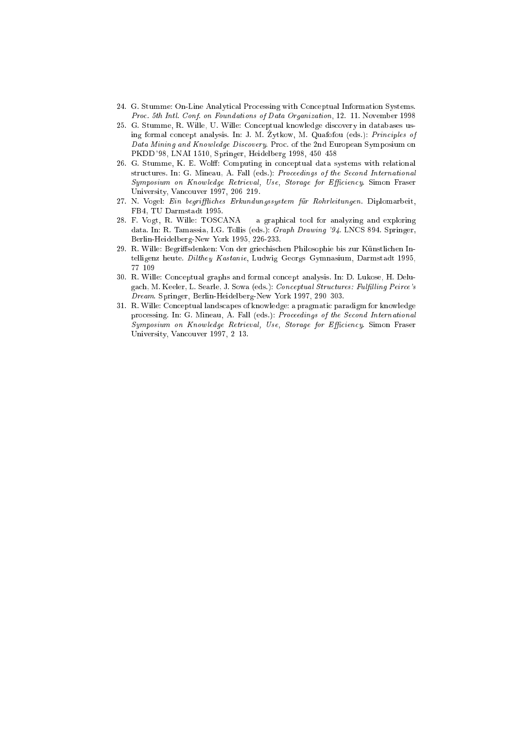24. G. Stumme: On-Line Analytical Processing with Conceptual Information Systems. *Proc. 5th Intl. Conf. on Foundations of Data Organization*, 12. 11. November 1998
25. G. Stumme, R. Wille, U. Wille: Conceptual knowledge discovery in databases using formal concept analysis. In: J. M. Żytkow, M. Quafofou (eds.): *Principles of Data Mining and Knowledge Discovery*. Proc. of the 2nd European Symposium on PKDD'98, LNAI 1510, Springer, Heidelberg 1998, 450 458
26. G. Stumme, K. E. Wolff: Computing in conceptual data systems with relational structures. In: G. Mineau, A. Fall (eds.): *Proceedings of the Second International Symposium on Knowledge Retrieval, Use, Storage for Efficiency*. Simon Fraser University, Vancouver 1997, 206 219.
27. N. Vogel: *Ein begriffliches Erkundungssystem für Rohrleitungen*. Diplomarbeit, FB4, TU Darmstadt 1995.
28. F. Vogt, R. Wille: TOSCANA a graphical tool for analyzing and exploring data. In: R. Tamassia, I.G. Tollis (eds.): *Graph Drawing '94*. LNCS 894. Springer, Berlin-Heidelberg-New York 1995, 226-233.
29. R. Wille: Begriffsdenken: Von der griechischen Philosophie bis zur Künstlichen Intelligenz heute. *Dilthey Kastanie*, Ludwig Georgs Gymnasium, Darmstadt 1995, 77 109
30. R. Wille: Conceptual graphs and formal concept analysis. In: D. Lukose, H. Delugach, M. Keeler, L. Searle, J. Sowa (eds.): *Conceptual Structures: Fulfilling Peirce's Dream*. Springer, Berlin-Heidelberg-New York 1997, 290 303.
31. R. Wille: Conceptual landscapes of knowledge: a pragmatic paradigm for knowledge processing. In: G. Mineau, A. Fall (eds.): *Proceedings of the Second International Symposium on Knowledge Retrieval, Use, Storage for Efficiency*. Simon Fraser University, Vancouver 1997, 2 13.